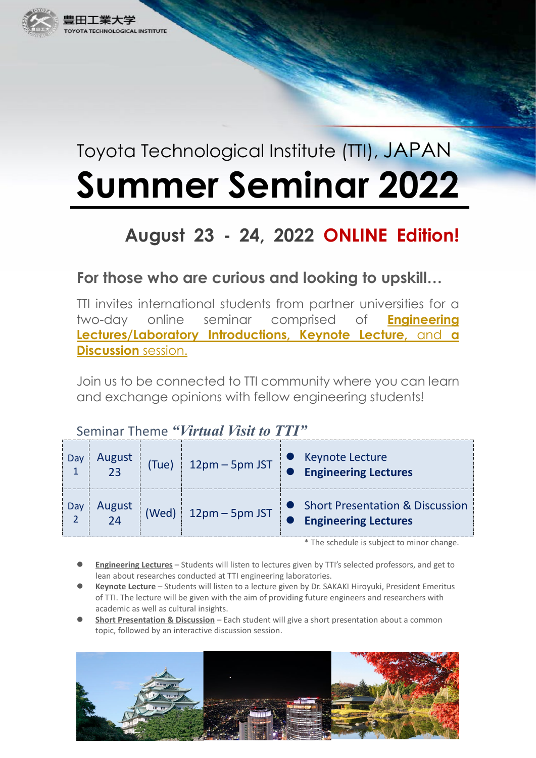豊田工業大学
TOYOTA TECHNOLOGICAL INSTITUTE

Toyota Technological Institute (TTI), JAPAN

# Summer Seminar 2022

## August 23 - 24, 2022 ONLINE Edition!

### For those who are curious and looking to upskill…

TTI invites international students from partner universities for a two-day online seminar comprised of **Engineering Lectures/Laboratory Introductions**, **Keynote Lecture**, and **a Discussion** session.

Join us to be connected to TTI community where you can learn and exchange opinions with fellow engineering students!

Seminar Theme ***"Virtual Visit to TTI"***

| Day | Date | | Time | Program |
|---|---|---|---|---|
| Day 1 | August 23 | (Tue) | 12pm – 5pm JST | ● Keynote Lecture<br>● **Engineering Lectures** |
| Day 2 | August 24 | (Wed) | 12pm – 5pm JST | ● Short Presentation & Discussion<br>● **Engineering Lectures** |

\* The schedule is subject to minor change.

- **Engineering Lectures** – Students will listen to lectures given by TTI's selected professors, and get to lean about researches conducted at TTI engineering laboratories.
- **Keynote Lecture** – Students will listen to a lecture given by Dr. SAKAKI Hiroyuki, President Emeritus of TTI. The lecture will be given with the aim of providing future engineers and researchers with academic as well as cultural insights.
- **Short Presentation & Discussion** – Each student will give a short presentation about a common topic, followed by an interactive discussion session.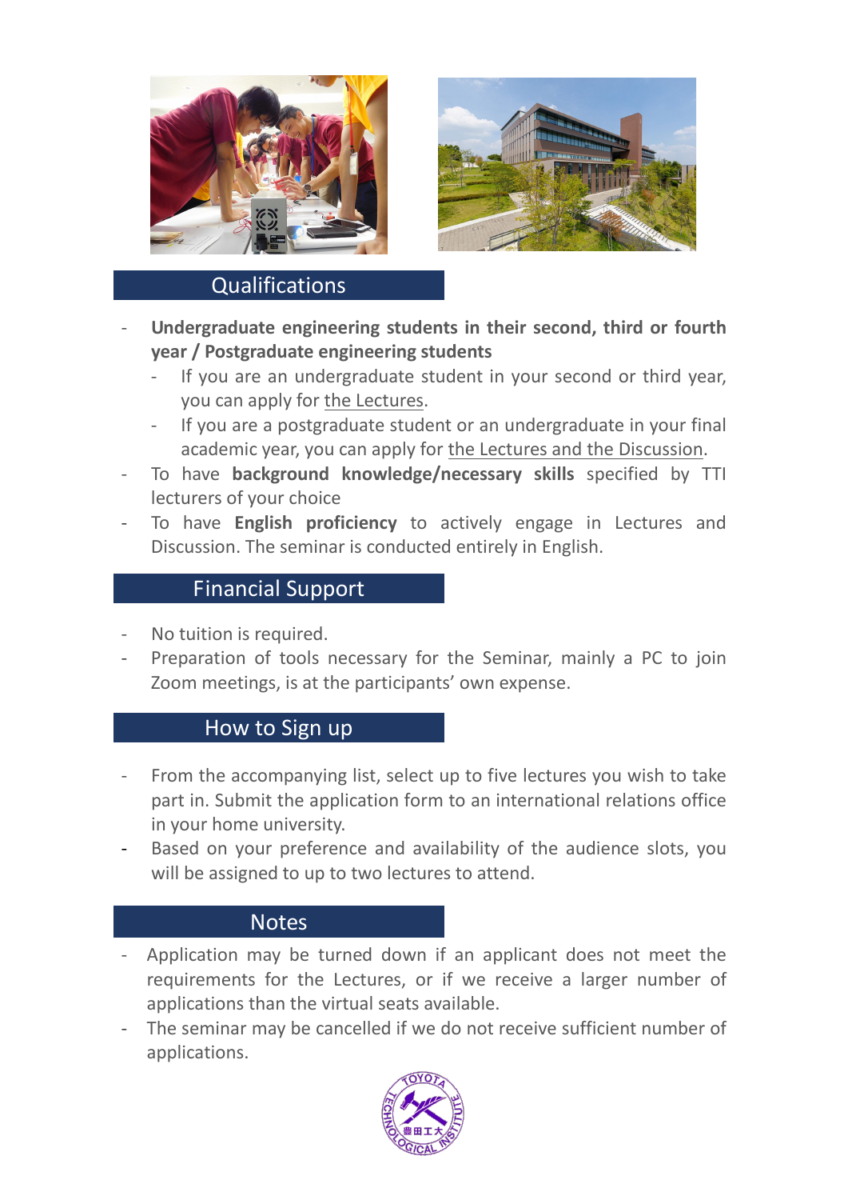## Qualifications

- **Undergraduate engineering students in their second, third or fourth year / Postgraduate engineering students**
  - If you are an undergraduate student in your second or third year, you can apply for the Lectures.
  - If you are a postgraduate student or an undergraduate in your final academic year, you can apply for the Lectures and the Discussion.
- To have **background knowledge/necessary skills** specified by TTI lecturers of your choice
- To have **English proficiency** to actively engage in Lectures and Discussion. The seminar is conducted entirely in English.

## Financial Support

- No tuition is required.
- Preparation of tools necessary for the Seminar, mainly a PC to join Zoom meetings, is at the participants' own expense.

## How to Sign up

- From the accompanying list, select up to five lectures you wish to take part in. Submit the application form to an international relations office in your home university.
- Based on your preference and availability of the audience slots, you will be assigned to up to two lectures to attend.

## Notes

- Application may be turned down if an applicant does not meet the requirements for the Lectures, or if we receive a larger number of applications than the virtual seats available.
- The seminar may be cancelled if we do not receive sufficient number of applications.